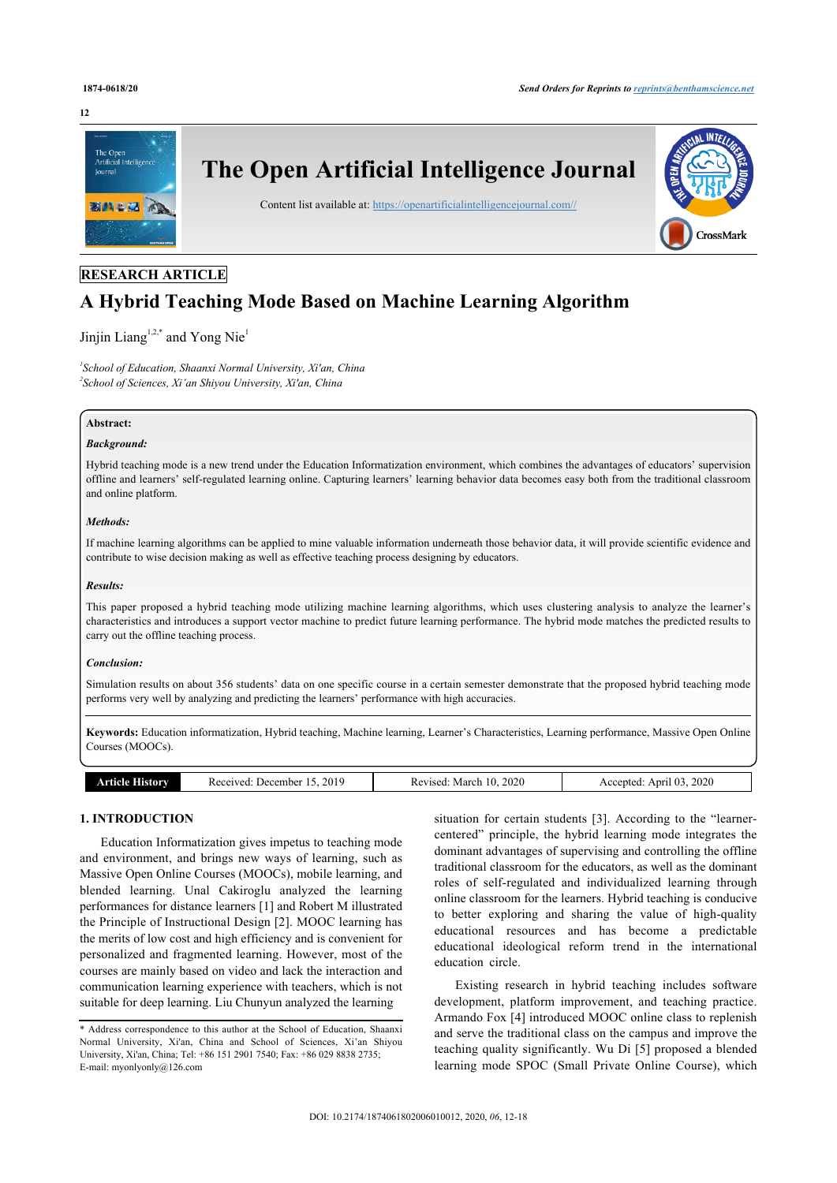RESEARCH ARTICLE

# A Hybrid Teaching Mode Based on Machine Learning Algorithm

Jinjin Liang[1,2,*] and Yong Nie[1]

[1]*School of Education, Shaanxi Normal University, Xi'an, China*
[2]*School of Sciences, Xi'an Shiyou University, Xi'an, China*

**Abstract:**

***Background:***

Hybrid teaching mode is a new trend under the Education Informatization environment, which combines the advantages of educators' supervision offline and learners' self-regulated learning online. Capturing learners' learning behavior data becomes easy both from the traditional classroom and online platform.

***Methods:***

If machine learning algorithms can be applied to mine valuable information underneath those behavior data, it will provide scientific evidence and contribute to wise decision making as well as effective teaching process designing by educators.

***Results:***

This paper proposed a hybrid teaching mode utilizing machine learning algorithms, which uses clustering analysis to analyze the learner's characteristics and introduces a support vector machine to predict future learning performance. The hybrid mode matches the predicted results to carry out the offline teaching process.

***Conclusion:***

Simulation results on about 356 students' data on one specific course in a certain semester demonstrate that the proposed hybrid teaching mode performs very well by analyzing and predicting the learners' performance with high accuracies.

**Keywords:** Education informatization, Hybrid teaching, Machine learning, Learner's Characteristics, Learning performance, Massive Open Online Courses (MOOCs).

| **Article History** | Received: December 15, 2019 | Revised: March 10, 2020 | Accepted: April 03, 2020 |
|---|---|---|---|

## 1. INTRODUCTION

Education Informatization gives impetus to teaching mode and environment, and brings new ways of learning, such as Massive Open Online Courses (MOOCs), mobile learning, and blended learning. Unal Cakiroglu analyzed the learning performances for distance learners [1] and Robert M illustrated the Principle of Instructional Design [2]. MOOC learning has the merits of low cost and high efficiency and is convenient for personalized and fragmented learning. However, most of the courses are mainly based on video and lack the interaction and communication learning experience with teachers, which is not suitable for deep learning. Liu Chunyun analyzed the learning situation for certain students [3]. According to the "learner-centered" principle, the hybrid learning mode integrates the dominant advantages of supervising and controlling the offline traditional classroom for the educators, as well as the dominant roles of self-regulated and individualized learning through online classroom for the learners. Hybrid teaching is conducive to better exploring and sharing the value of high-quality educational resources and has become a predictable educational ideological reform trend in the international education circle.

Existing research in hybrid teaching includes software development, platform improvement, and teaching practice. Armando Fox [4] introduced MOOC online class to replenish and serve the traditional class on the campus and improve the teaching quality significantly. Wu Di [5] proposed a blended learning mode SPOC (Small Private Online Course), which

* Address correspondence to this author at the School of Education, Shaanxi Normal University, Xi'an, China and School of Sciences, Xi'an Shiyou University, Xi'an, China; Tel: +86 151 2901 7540; Fax: +86 029 8838 2735; E-mail: myonlyonly@126.com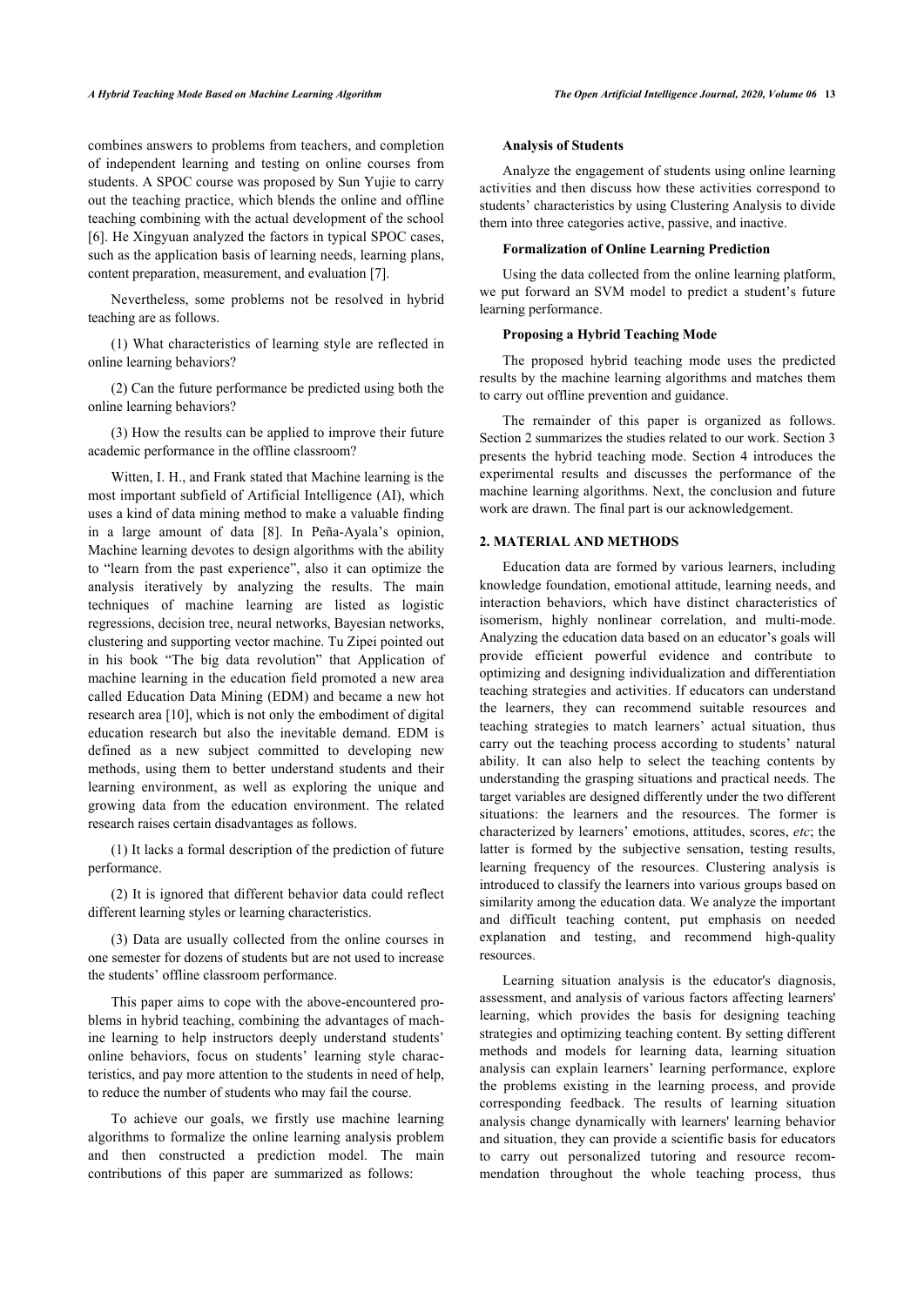combines answers to problems from teachers, and completion of independent learning and testing on online courses from students. A SPOC course was proposed by Sun Yujie to carry out the teaching practice, which blends the online and offline teaching combining with the actual development of the school [6]. He Xingyuan analyzed the factors in typical SPOC cases, such as the application basis of learning needs, learning plans, content preparation, measurement, and evaluation [7].

Nevertheless, some problems not be resolved in hybrid teaching are as follows.

(1) What characteristics of learning style are reflected in online learning behaviors?

(2) Can the future performance be predicted using both the online learning behaviors?

(3) How the results can be applied to improve their future academic performance in the offline classroom?

Witten, I. H., and Frank stated that Machine learning is the most important subfield of Artificial Intelligence (AI), which uses a kind of data mining method to make a valuable finding in a large amount of data [8]. In Peña-Ayala's opinion, Machine learning devotes to design algorithms with the ability to "learn from the past experience", also it can optimize the analysis iteratively by analyzing the results. The main techniques of machine learning are listed as logistic regressions, decision tree, neural networks, Bayesian networks, clustering and supporting vector machine. Tu Zipei pointed out in his book "The big data revolution" that Application of machine learning in the education field promoted a new area called Education Data Mining (EDM) and became a new hot research area [10], which is not only the embodiment of digital education research but also the inevitable demand. EDM is defined as a new subject committed to developing new methods, using them to better understand students and their learning environment, as well as exploring the unique and growing data from the education environment. The related research raises certain disadvantages as follows.

(1) It lacks a formal description of the prediction of future performance.

(2) It is ignored that different behavior data could reflect different learning styles or learning characteristics.

(3) Data are usually collected from the online courses in one semester for dozens of students but are not used to increase the students' offline classroom performance.

This paper aims to cope with the above-encountered problems in hybrid teaching, combining the advantages of machine learning to help instructors deeply understand students' online behaviors, focus on students' learning style characteristics, and pay more attention to the students in need of help, to reduce the number of students who may fail the course.

To achieve our goals, we firstly use machine learning algorithms to formalize the online learning analysis problem and then constructed a prediction model. The main contributions of this paper are summarized as follows:

**Analysis of Students**

Analyze the engagement of students using online learning activities and then discuss how these activities correspond to students' characteristics by using Clustering Analysis to divide them into three categories active, passive, and inactive.

**Formalization of Online Learning Prediction**

Using the data collected from the online learning platform, we put forward an SVM model to predict a student's future learning performance.

**Proposing a Hybrid Teaching Mode**

The proposed hybrid teaching mode uses the predicted results by the machine learning algorithms and matches them to carry out offline prevention and guidance.

The remainder of this paper is organized as follows. Section 2 summarizes the studies related to our work. Section 3 presents the hybrid teaching mode. Section 4 introduces the experimental results and discusses the performance of the machine learning algorithms. Next, the conclusion and future work are drawn. The final part is our acknowledgement.

## 2. MATERIAL AND METHODS

Education data are formed by various learners, including knowledge foundation, emotional attitude, learning needs, and interaction behaviors, which have distinct characteristics of isomerism, highly nonlinear correlation, and multi-mode. Analyzing the education data based on an educator's goals will provide efficient powerful evidence and contribute to optimizing and designing individualization and differentiation teaching strategies and activities. If educators can understand the learners, they can recommend suitable resources and teaching strategies to match learners' actual situation, thus carry out the teaching process according to students' natural ability. It can also help to select the teaching contents by understanding the grasping situations and practical needs. The target variables are designed differently under the two different situations: the learners and the resources. The former is characterized by learners' emotions, attitudes, scores, *etc*; the latter is formed by the subjective sensation, testing results, learning frequency of the resources. Clustering analysis is introduced to classify the learners into various groups based on similarity among the education data. We analyze the important and difficult teaching content, put emphasis on needed explanation and testing, and recommend high-quality resources.

Learning situation analysis is the educator's diagnosis, assessment, and analysis of various factors affecting learners' learning, which provides the basis for designing teaching strategies and optimizing teaching content. By setting different methods and models for learning data, learning situation analysis can explain learners' learning performance, explore the problems existing in the learning process, and provide corresponding feedback. The results of learning situation analysis change dynamically with learners' learning behavior and situation, they can provide a scientific basis for educators to carry out personalized tutoring and resource recommendation throughout the whole teaching process, thus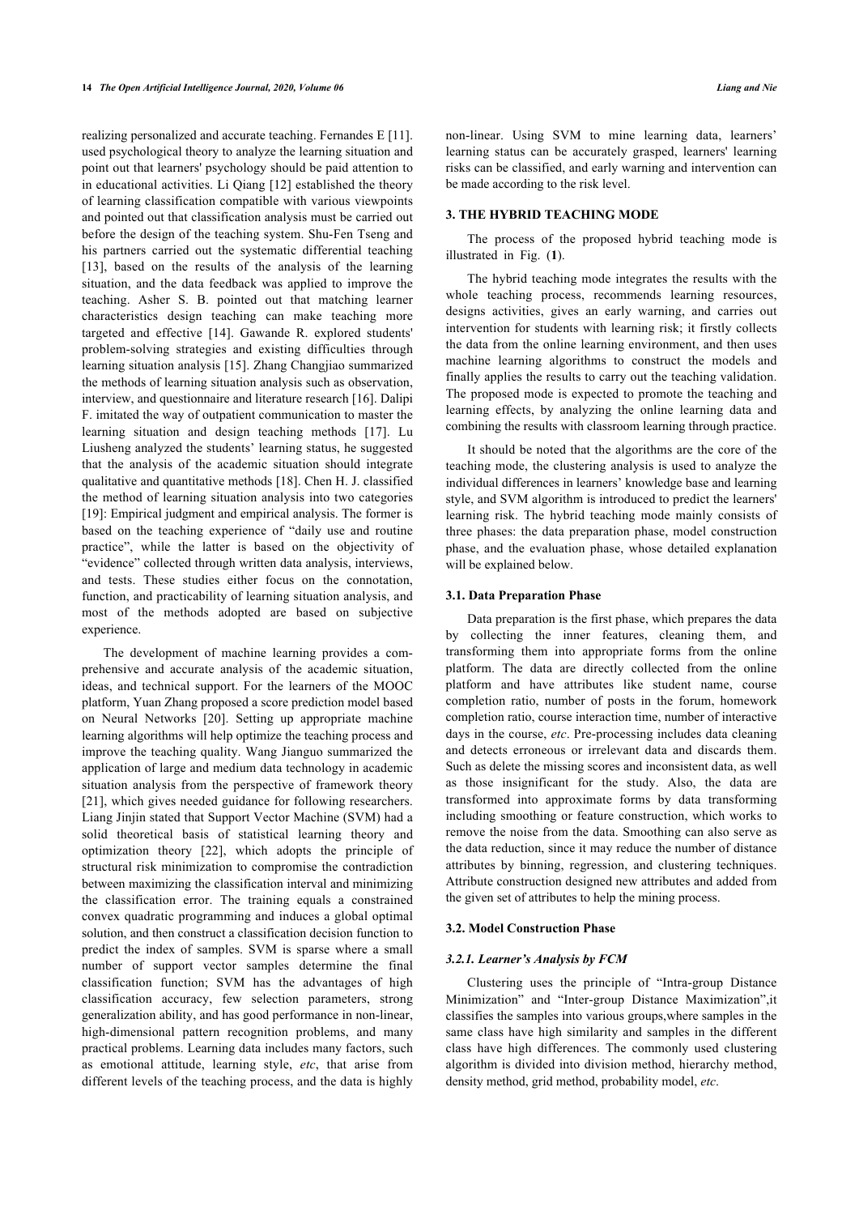realizing personalized and accurate teaching. Fernandes E [11]. used psychological theory to analyze the learning situation and point out that learners' psychology should be paid attention to in educational activities. Li Qiang [12] established the theory of learning classification compatible with various viewpoints and pointed out that classification analysis must be carried out before the design of the teaching system. Shu-Fen Tseng and his partners carried out the systematic differential teaching [13], based on the results of the analysis of the learning situation, and the data feedback was applied to improve the teaching. Asher S. B. pointed out that matching learner characteristics design teaching can make teaching more targeted and effective [14]. Gawande R. explored students' problem-solving strategies and existing difficulties through learning situation analysis [15]. Zhang Changjiao summarized the methods of learning situation analysis such as observation, interview, and questionnaire and literature research [16]. Dalipi F. imitated the way of outpatient communication to master the learning situation and design teaching methods [17]. Lu Liusheng analyzed the students' learning status, he suggested that the analysis of the academic situation should integrate qualitative and quantitative methods [18]. Chen H. J. classified the method of learning situation analysis into two categories [19]: Empirical judgment and empirical analysis. The former is based on the teaching experience of "daily use and routine practice", while the latter is based on the objectivity of "evidence" collected through written data analysis, interviews, and tests. These studies either focus on the connotation, function, and practicability of learning situation analysis, and most of the methods adopted are based on subjective experience.

The development of machine learning provides a comprehensive and accurate analysis of the academic situation, ideas, and technical support. For the learners of the MOOC platform, Yuan Zhang proposed a score prediction model based on Neural Networks [20]. Setting up appropriate machine learning algorithms will help optimize the teaching process and improve the teaching quality. Wang Jianguo summarized the application of large and medium data technology in academic situation analysis from the perspective of framework theory [21], which gives needed guidance for following researchers. Liang Jinjin stated that Support Vector Machine (SVM) had a solid theoretical basis of statistical learning theory and optimization theory [22], which adopts the principle of structural risk minimization to compromise the contradiction between maximizing the classification interval and minimizing the classification error. The training equals a constrained convex quadratic programming and induces a global optimal solution, and then construct a classification decision function to predict the index of samples. SVM is sparse where a small number of support vector samples determine the final classification function; SVM has the advantages of high classification accuracy, few selection parameters, strong generalization ability, and has good performance in non-linear, high-dimensional pattern recognition problems, and many practical problems. Learning data includes many factors, such as emotional attitude, learning style, *etc*, that arise from different levels of the teaching process, and the data is highly non-linear. Using SVM to mine learning data, learners' learning status can be accurately grasped, learners' learning risks can be classified, and early warning and intervention can be made according to the risk level.

## 3. THE HYBRID TEACHING MODE

The process of the proposed hybrid teaching mode is illustrated in Fig. (**1**).

The hybrid teaching mode integrates the results with the whole teaching process, recommends learning resources, designs activities, gives an early warning, and carries out intervention for students with learning risk; it firstly collects the data from the online learning environment, and then uses machine learning algorithms to construct the models and finally applies the results to carry out the teaching validation. The proposed mode is expected to promote the teaching and learning effects, by analyzing the online learning data and combining the results with classroom learning through practice.

It should be noted that the algorithms are the core of the teaching mode, the clustering analysis is used to analyze the individual differences in learners' knowledge base and learning style, and SVM algorithm is introduced to predict the learners' learning risk. The hybrid teaching mode mainly consists of three phases: the data preparation phase, model construction phase, and the evaluation phase, whose detailed explanation will be explained below.

### 3.1. Data Preparation Phase

Data preparation is the first phase, which prepares the data by collecting the inner features, cleaning them, and transforming them into appropriate forms from the online platform. The data are directly collected from the online platform and have attributes like student name, course completion ratio, number of posts in the forum, homework completion ratio, course interaction time, number of interactive days in the course, *etc*. Pre-processing includes data cleaning and detects erroneous or irrelevant data and discards them. Such as delete the missing scores and inconsistent data, as well as those insignificant for the study. Also, the data are transformed into approximate forms by data transforming including smoothing or feature construction, which works to remove the noise from the data. Smoothing can also serve as the data reduction, since it may reduce the number of distance attributes by binning, regression, and clustering techniques. Attribute construction designed new attributes and added from the given set of attributes to help the mining process.

### 3.2. Model Construction Phase

#### *3.2.1. Learner's Analysis by FCM*

Clustering uses the principle of "Intra-group Distance Minimization" and "Inter-group Distance Maximization",it classifies the samples into various groups,where samples in the same class have high similarity and samples in the different class have high differences. The commonly used clustering algorithm is divided into division method, hierarchy method, density method, grid method, probability model, *etc*.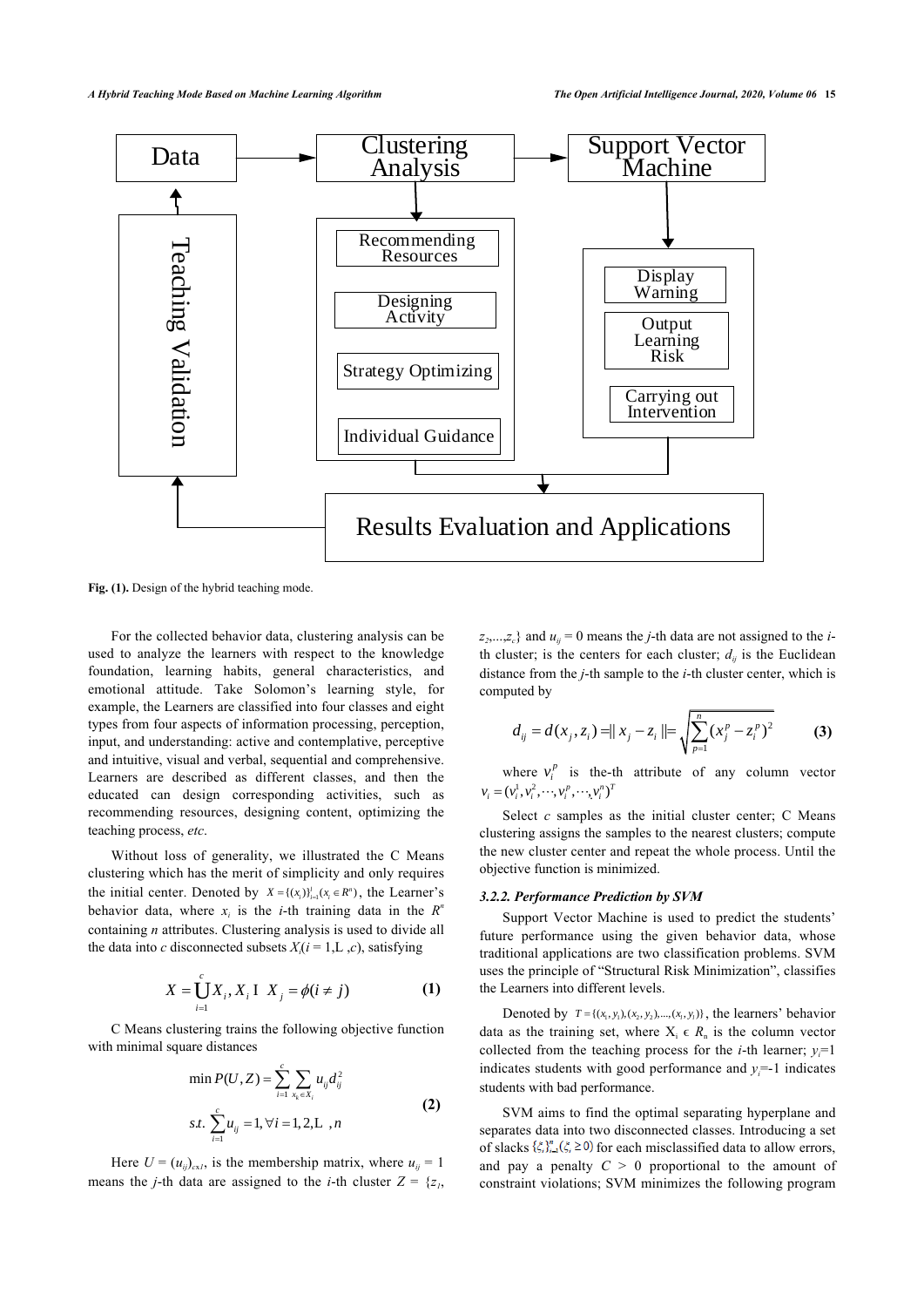Fig. (1). Design of the hybrid teaching mode.

For the collected behavior data, clustering analysis can be used to analyze the learners with respect to the knowledge foundation, learning habits, general characteristics, and emotional attitude. Take Solomon's learning style, for example, the Learners are classified into four classes and eight types from four aspects of information processing, perception, input, and understanding: active and contemplative, perceptive and intuitive, visual and verbal, sequential and comprehensive. Learners are described as different classes, and then the educated can design corresponding activities, such as recommending resources, designing content, optimizing the teaching process, *etc*.

Without loss of generality, we illustrated the C Means clustering which has the merit of simplicity and only requires the initial center. Denoted by $X = \{(x_i)\}_{i=1}^{l}(x_i \in R^n)$, the Learner's behavior data, where $x_i$ is the $i$-th training data in the $R^n$ containing $n$ attributes. Clustering analysis is used to divide all the data into $c$ disconnected subsets $X_i(i = 1, \ldots, c)$, satisfying

$$X = \bigcup_{i=1}^{c} X_i, X_i \cap X_j = \phi(i \neq j) \tag{1}$$

C Means clustering trains the following objective function with minimal square distances

$$\begin{aligned} \min P(U,Z) &= \sum_{i=1}^{c} \sum_{x_k \in X_i} u_{ij} d_{ij}^2 \\ s.t. \ \sum_{i=1}^{c} u_{ij} &= 1, \forall i = 1, 2, \ldots, n \end{aligned} \tag{2}$$

Here $U = (u_{ij})_{c \times l}$, is the membership matrix, where $u_{ij} = 1$ means the $j$-th data are assigned to the $i$-th cluster $Z = \{z_1, z_2, \ldots, z_c\}$ and $u_{ij} = 0$ means the $j$-th data are not assigned to the $i$-th cluster; is the centers for each cluster; $d_{ij}$ is the Euclidean distance from the $j$-th sample to the $i$-th cluster center, which is computed by

$$d_{ij} = d(x_j, z_i) = \| x_j - z_i \| = \sqrt{\sum_{p=1}^{n} (x_j^p - z_i^p)^2} \tag{3}$$

where $v_i^p$ is the-th attribute of any column vector $v_i = (v_i^1, v_i^2, \cdots, v_i^p, \cdots, v_i^n)^T$

Select $c$ samples as the initial cluster center; C Means clustering assigns the samples to the nearest clusters; compute the new cluster center and repeat the whole process. Until the objective function is minimized.

### 3.2.2. Performance Prediction by SVM

Support Vector Machine is used to predict the students' future performance using the given behavior data, whose traditional applications are two classification problems. SVM uses the principle of "Structural Risk Minimization", classifies the Learners into different levels.

Denoted by $T = \{(x_1, y_1), (x_2, y_2), \ldots, (x_l, y_l)\}$, the learners' behavior data as the training set, where $X_i \in R_n$ is the column vector collected from the teaching process for the $i$-th learner; $y_i$=1 indicates students with good performance and $y_i$=-1 indicates students with bad performance.

SVM aims to find the optimal separating hyperplane and separates data into two disconnected classes. Introducing a set of slacks $\{\xi_i\}_{i=1}^{n} (\xi_i \geq 0)$ for each misclassified data to allow errors, and pay a penalty $C > 0$ proportional to the amount of constraint violations; SVM minimizes the following program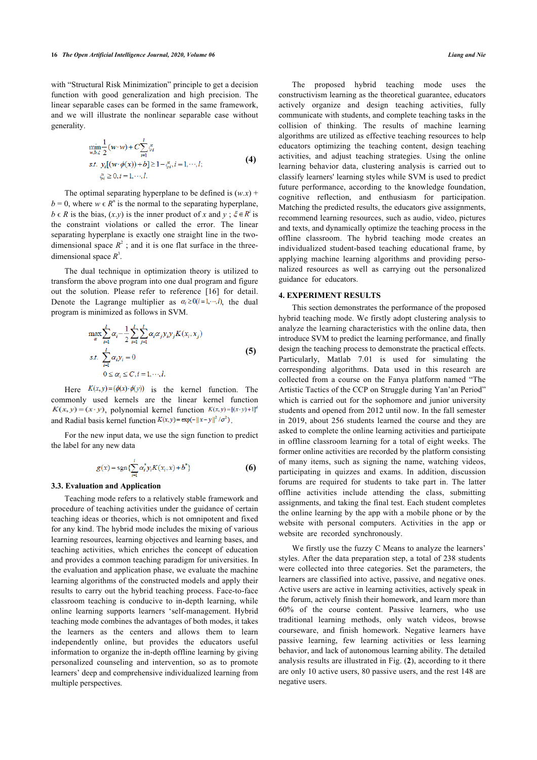with "Structural Risk Minimization" principle to get a decision function with good generalization and high precision. The linear separable cases can be formed in the same framework, and we will illustrate the nonlinear separable case without generality.

$$\begin{aligned} \min_{w,b,\xi} \ & \frac{1}{2}(w \cdot w) + C\sum_{i=1}^{l}\xi_i \\ s.t. \ & y_i[(w \cdot \phi(x)) + b] \geq 1 - \xi_i, i = 1, \cdots, l; \\ & \xi_i \geq 0, i = 1, \cdots, l. \end{aligned} \tag{4}$$

The optimal separating hyperplane to be defined is $(w.x) + b = 0$, where $w \in R^n$ is the normal to the separating hyperplane, $b \in R$ is the bias, $(x.y)$ is the inner product of $x$ and $y$ ; $\xi \in R^l$ is the constraint violations or called the error. The linear separating hyperplane is exactly one straight line in the two-dimensional space $R^2$ ; and it is one flat surface in the three-dimensional space $R^3$.

The dual technique in optimization theory is utilized to transform the above program into one dual program and figure out the solution. Please refer to reference [16] for detail. Denote the Lagrange multiplier as $\alpha_i \geq 0 (i = 1, \cdots, l)$, the dual program is minimized as follows in SVM.

$$\begin{aligned} \max_{\alpha} \ & \sum_{i=1}^{l}\alpha_i - \frac{1}{2}\sum_{i=1}^{l}\sum_{j=1}^{l}\alpha_i\alpha_j y_i y_j K(x_i, x_j) \\ s.t. \ & \sum_{i=1}^{l}\alpha_i y_i = 0 \\ & 0 \leq \alpha_i \leq C, i = 1, \cdots, l. \end{aligned} \tag{5}$$

Here $K(x, y) = (\phi(x) \cdot \phi(y))$ is the kernel function. The commonly used kernels are the linear kernel function $K(x, y) = (x \cdot y)$, polynomial kernel function $K(x, y) = [(x \cdot y) + 1]^d$ and Radial basis kernel function $K(x, y) = \exp(-\|x - y\|^2 / \sigma^2)$.

For the new input data, we use the sign function to predict the label for any new data

$$g(x) = \operatorname{sgn}\{\sum_{i=1}^{l}\alpha_i^* y_i K(x_i, x) + b^*\} \tag{6}$$

### 3.3. Evaluation and Application

Teaching mode refers to a relatively stable framework and procedure of teaching activities under the guidance of certain teaching ideas or theories, which is not omnipotent and fixed for any kind. The hybrid mode includes the mixing of various learning resources, learning objectives and learning bases, and teaching activities, which enriches the concept of education and provides a common teaching paradigm for universities. In the evaluation and application phase, we evaluate the machine learning algorithms of the constructed models and apply their results to carry out the hybrid teaching process. Face-to-face classroom teaching is conducive to in-depth learning, while online learning supports learners 'self-management. Hybrid teaching mode combines the advantages of both modes, it takes the learners as the centers and allows them to learn independently online, but provides the educators useful information to organize the in-depth offline learning by giving personalized counseling and intervention, so as to promote learners' deep and comprehensive individualized learning from multiple perspectives.

The proposed hybrid teaching mode uses the constructivism learning as the theoretical guarantee, educators actively organize and design teaching activities, fully communicate with students, and complete teaching tasks in the collision of thinking. The results of machine learning algorithms are utilized as effective teaching resources to help educators optimizing the teaching content, design teaching activities, and adjust teaching strategies. Using the online learning behavior data, clustering analysis is carried out to classify learners' learning styles while SVM is used to predict future performance, according to the knowledge foundation, cognitive reflection, and enthusiasm for participation. Matching the predicted results, the educators give assignments, recommend learning resources, such as audio, video, pictures and texts, and dynamically optimize the teaching process in the offline classroom. The hybrid teaching mode creates an individualized student-based teaching educational frame, by applying machine learning algorithms and providing personalized resources as well as carrying out the personalized guidance for educators.

## 4. EXPERIMENT RESULTS

This section demonstrates the performance of the proposed hybrid teaching mode. We firstly adopt clustering analysis to analyze the learning characteristics with the online data, then introduce SVM to predict the learning performance, and finally design the teaching process to demonstrate the practical effects. Particularly, Matlab 7.01 is used for simulating the corresponding algorithms. Data used in this research are collected from a course on the Fanya platform named "The Artistic Tactics of the CCP on Struggle during Yan'an Period" which is carried out for the sophomore and junior university students and opened from 2012 until now. In the fall semester in 2019, about 256 students learned the course and they are asked to complete the online learning activities and participate in offline classroom learning for a total of eight weeks. The former online activities are recorded by the platform consisting of many items, such as signing the name, watching videos, participating in quizzes and exams. In addition, discussion forums are required for students to take part in. The latter offline activities include attending the class, submitting assignments, and taking the final test. Each student completes the online learning by the app with a mobile phone or by the website with personal computers. Activities in the app or website are recorded synchronously.

We firstly use the fuzzy C Means to analyze the learners' styles. After the data preparation step, a total of 238 students were collected into three categories. Set the parameters, the learners are classified into active, passive, and negative ones. Active users are active in learning activities, actively speak in the forum, actively finish their homework, and learn more than 60% of the course content. Passive learners, who use traditional learning methods, only watch videos, browse courseware, and finish homework. Negative learners have passive learning, few learning activities or less learning behavior, and lack of autonomous learning ability. The detailed analysis results are illustrated in Fig. (**2**), according to it there are only 10 active users, 80 passive users, and the rest 148 are negative users.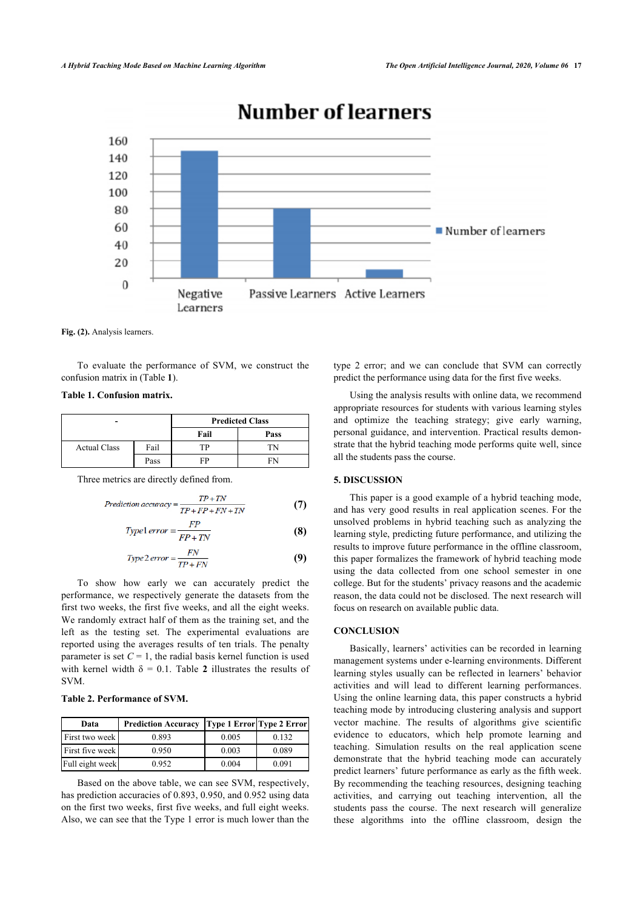Fig. (2). Analysis learners.

To evaluate the performance of SVM, we construct the confusion matrix in (Table 1).

**Table 1. Confusion matrix.**

| - | | Predicted Class | |
|---|---|---|---|
| | | Fail | Pass |
| Actual Class | Fail | TP | TN |
| | Pass | FP | FN |

Three metrics are directly defined from.

$$Prediction\ accuracy = \frac{TP+TN}{TP+FP+FN+TN} \tag{7}$$

$$Type1\ error = \frac{FP}{FP+TN} \tag{8}$$

$$Type2\ error = \frac{FN}{TP+FN} \tag{9}$$

To show how early we can accurately predict the performance, we respectively generate the datasets from the first two weeks, the first five weeks, and all the eight weeks. We randomly extract half of them as the training set, and the left as the testing set. The experimental evaluations are reported using the averages results of ten trials. The penalty parameter is set $C = 1$, the radial basis kernel function is used with kernel width $\delta = 0.1$. Table **2** illustrates the results of SVM.

**Table 2. Performance of SVM.**

| Data | Prediction Accuracy | Type 1 Error | Type 2 Error |
|---|---|---|---|
| First two week | 0.893 | 0.005 | 0.132 |
| First five week | 0.950 | 0.003 | 0.089 |
| Full eight week | 0.952 | 0.004 | 0.091 |

Based on the above table, we can see SVM, respectively, has prediction accuracies of 0.893, 0.950, and 0.952 using data on the first two weeks, first five weeks, and full eight weeks. Also, we can see that the Type 1 error is much lower than the type 2 error; and we can conclude that SVM can correctly predict the performance using data for the first five weeks.

Using the analysis results with online data, we recommend appropriate resources for students with various learning styles and optimize the teaching strategy; give early warning, personal guidance, and intervention. Practical results demonstrate that the hybrid teaching mode performs quite well, since all the students pass the course.

## 5. DISCUSSION

This paper is a good example of a hybrid teaching mode, and has very good results in real application scenes. For the unsolved problems in hybrid teaching such as analyzing the learning style, predicting future performance, and utilizing the results to improve future performance in the offline classroom, this paper formalizes the framework of hybrid teaching mode using the data collected from one school semester in one college. But for the students' privacy reasons and the academic reason, the data could not be disclosed. The next research will focus on research on available public data.

## CONCLUSION

Basically, learners' activities can be recorded in learning management systems under e-learning environments. Different learning styles usually can be reflected in learners' behavior activities and will lead to different learning performances. Using the online learning data, this paper constructs a hybrid teaching mode by introducing clustering analysis and support vector machine. The results of algorithms give scientific evidence to educators, which help promote learning and teaching. Simulation results on the real application scene demonstrate that the hybrid teaching mode can accurately predict learners' future performance as early as the fifth week. By recommending the teaching resources, designing teaching activities, and carrying out teaching intervention, all the students pass the course. The next research will generalize these algorithms into the offline classroom, design the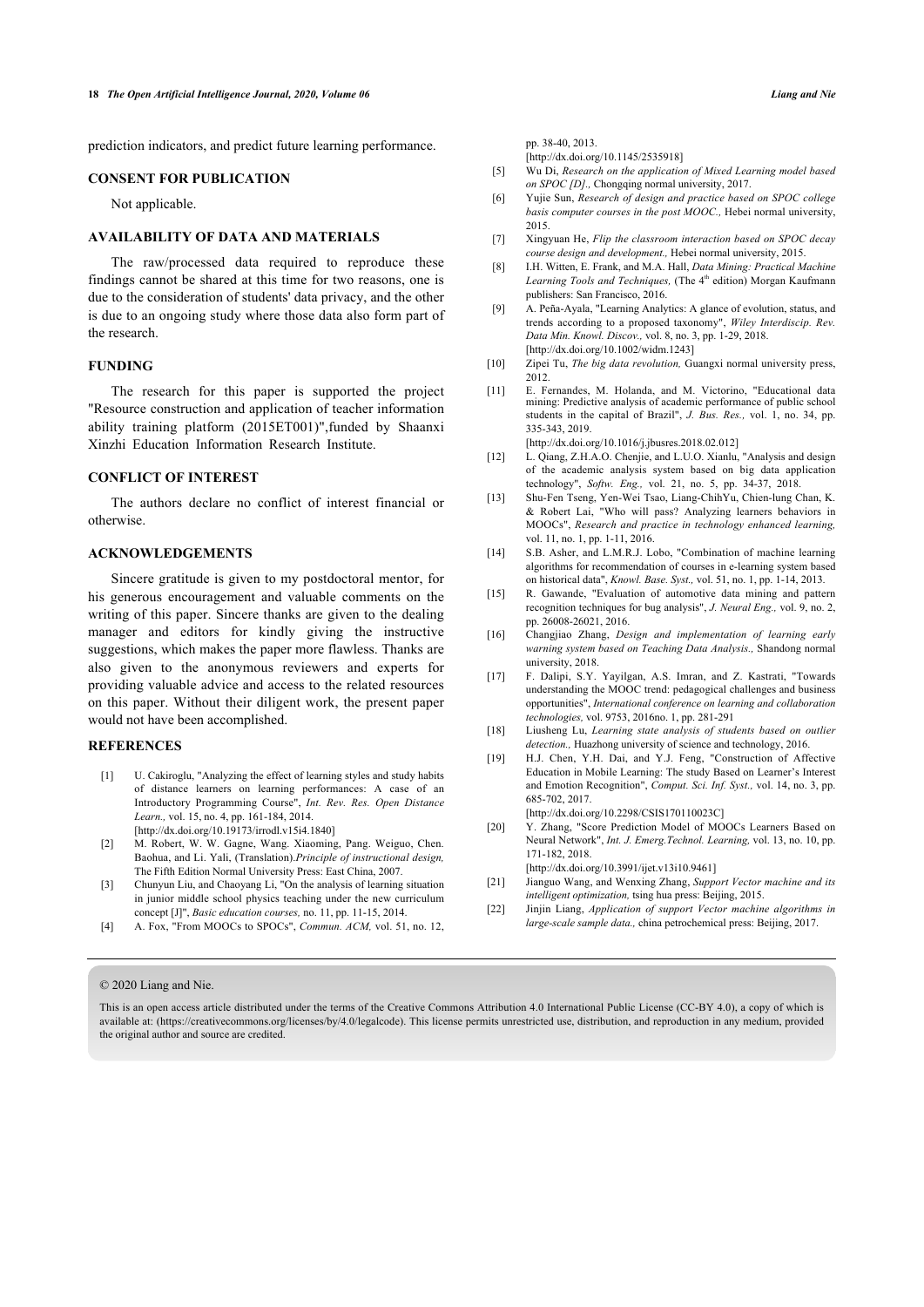prediction indicators, and predict future learning performance.

## CONSENT FOR PUBLICATION

Not applicable.

## AVAILABILITY OF DATA AND MATERIALS

The raw/processed data required to reproduce these findings cannot be shared at this time for two reasons, one is due to the consideration of students' data privacy, and the other is due to an ongoing study where those data also form part of the research.

## FUNDING

The research for this paper is supported the project "Resource construction and application of teacher information ability training platform (2015ET001)",funded by Shaanxi Xinzhi Education Information Research Institute.

## CONFLICT OF INTEREST

The authors declare no conflict of interest financial or otherwise.

## ACKNOWLEDGEMENTS

Sincere gratitude is given to my postdoctoral mentor, for his generous encouragement and valuable comments on the writing of this paper. Sincere thanks are given to the dealing manager and editors for kindly giving the instructive suggestions, which makes the paper more flawless. Thanks are also given to the anonymous reviewers and experts for providing valuable advice and access to the related resources on this paper. Without their diligent work, the present paper would not have been accomplished.

## REFERENCES

[1] U. Cakiroglu, "Analyzing the effect of learning styles and study habits of distance learners on learning performances: A case of an Introductory Programming Course", *Int. Rev. Res. Open Distance Learn.,* vol. 15, no. 4, pp. 161-184, 2014. [http://dx.doi.org/10.19173/irrodl.v15i4.1840]

[2] M. Robert, W. W. Gagne, Wang. Xiaoming, Pang. Weiguo, Chen. Baohua, and Li. Yali, (Translation).*Principle of instructional design,* The Fifth Edition Normal University Press: East China, 2007.

[3] Chunyun Liu, and Chaoyang Li, "On the analysis of learning situation in junior middle school physics teaching under the new curriculum concept [J]", *Basic education courses,* no. 11, pp. 11-15, 2014.

[4] A. Fox, "From MOOCs to SPOCs", *Commun. ACM,* vol. 51, no. 12, pp. 38-40, 2013. [http://dx.doi.org/10.1145/2535918]

[5] Wu Di, *Research on the application of Mixed Learning model based on SPOC [D].,* Chongqing normal university, 2017.

[6] Yujie Sun, *Research of design and practice based on SPOC college basis computer courses in the post MOOC.,* Hebei normal university, 2015.

[7] Xingyuan He, *Flip the classroom interaction based on SPOC decay course design and development.,* Hebei normal university, 2015.

[8] I.H. Witten, E. Frank, and M.A. Hall, *Data Mining: Practical Machine Learning Tools and Techniques,* (The 4th edition) Morgan Kaufmann publishers: San Francisco, 2016.

[9] A. Peña-Ayala, "Learning Analytics: A glance of evolution, status, and trends according to a proposed taxonomy", *Wiley Interdiscip. Rev. Data Min. Knowl. Discov.,* vol. 8, no. 3, pp. 1-29, 2018. [http://dx.doi.org/10.1002/widm.1243]

[10] Zipei Tu, *The big data revolution,* Guangxi normal university press, 2012.

[11] E. Fernandes, M. Holanda, and M. Victorino, "Educational data mining: Predictive analysis of academic performance of public school students in the capital of Brazil", *J. Bus. Res.,* vol. 1, no. 34, pp. 335-343, 2019. [http://dx.doi.org/10.1016/j.jbusres.2018.02.012]

[12] L. Qiang, Z.H.A.O. Chenjie, and L.U.O. Xianlu, "Analysis and design of the academic analysis system based on big data application technology", *Softw. Eng.,* vol. 21, no. 5, pp. 34-37, 2018.

[13] Shu-Fen Tseng, Yen-Wei Tsao, Liang-ChihYu, Chien-lung Chan, K. & Robert Lai, "Who will pass? Analyzing learners behaviors in MOOCs", *Research and practice in technology enhanced learning,* vol. 11, no. 1, pp. 1-11, 2016.

[14] S.B. Asher, and L.M.R.J. Lobo, "Combination of machine learning algorithms for recommendation of courses in e-learning system based on historical data", *Knowl. Base. Syst.,* vol. 51, no. 1, pp. 1-14, 2013.

[15] R. Gawande, "Evaluation of automotive data mining and pattern recognition techniques for bug analysis", *J. Neural Eng.,* vol. 9, no. 2, pp. 26008-26021, 2016.

[16] Changjiao Zhang, *Design and implementation of learning early warning system based on Teaching Data Analysis.,* Shandong normal university, 2018.

[17] F. Dalipi, S.Y. Yayilgan, A.S. Imran, and Z. Kastrati, "Towards understanding the MOOC trend: pedagogical challenges and business opportunities", *International conference on learning and collaboration technologies,* vol. 9753, 2016no. 1, pp. 281-291

[18] Liusheng Lu, *Learning state analysis of students based on outlier detection.,* Huazhong university of science and technology, 2016.

[19] H.J. Chen, Y.H. Dai, and Y.J. Feng, "Construction of Affective Education in Mobile Learning: The study Based on Learner's Interest and Emotion Recognition", *Comput. Sci. Inf. Syst.,* vol. 14, no. 3, pp. 685-702, 2017. [http://dx.doi.org/10.2298/CSIS170110023C]

[20] Y. Zhang, "Score Prediction Model of MOOCs Learners Based on Neural Network", *Int. J. Emerg.Technol. Learning,* vol. 13, no. 10, pp. 171-182, 2018. [http://dx.doi.org/10.3991/ijet.v13i10.9461]

[21] Jianguo Wang, and Wenxing Zhang, *Support Vector machine and its intelligent optimization,* tsing hua press: Beijing, 2015.

[22] Jinjin Liang, *Application of support Vector machine algorithms in large-scale sample data.,* china petrochemical press: Beijing, 2017.

© 2020 Liang and Nie.

This is an open access article distributed under the terms of the Creative Commons Attribution 4.0 International Public License (CC-BY 4.0), a copy of which is available at: (https://creativecommons.org/licenses/by/4.0/legalcode). This license permits unrestricted use, distribution, and reproduction in any medium, provided the original author and source are credited.